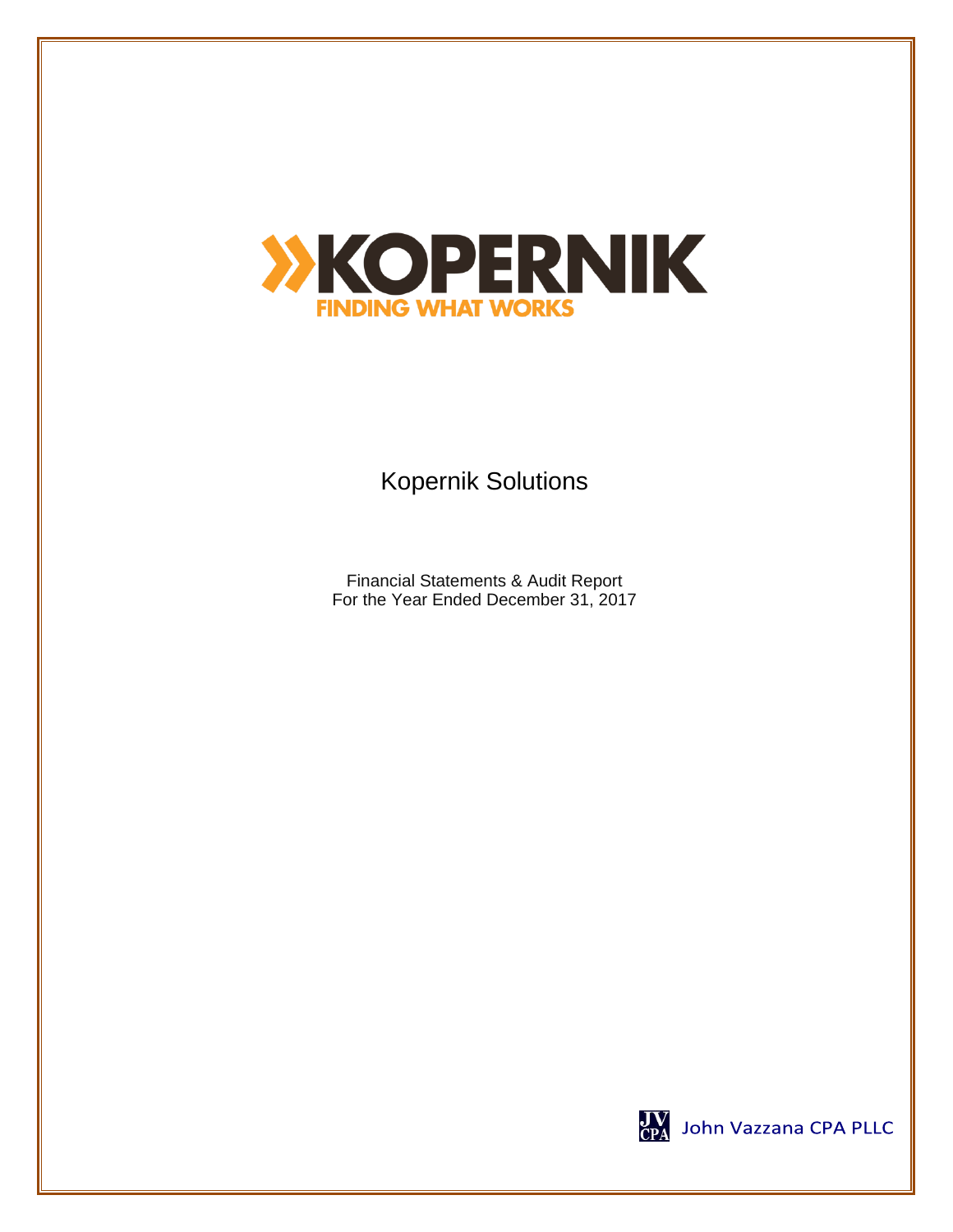# KOPERNIK

FINDING WHAT WORKS

## Kopernik Solutions

Financial Statements & Audit Report
For the Year Ended December 31, 2017

JV CPA John Vazzana CPA PLLC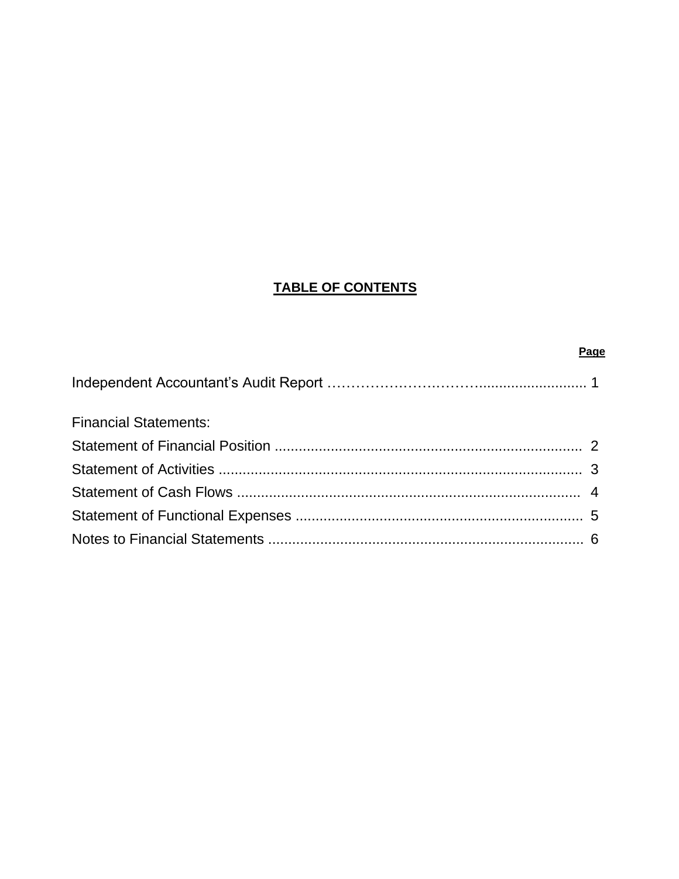# TABLE OF CONTENTS

| | Page |
|---|---|
| Independent Accountant's Audit Report | 1 |
| Financial Statements: | |
| Statement of Financial Position | 2 |
| Statement of Activities | 3 |
| Statement of Cash Flows | 4 |
| Statement of Functional Expenses | 5 |
| Notes to Financial Statements | 6 |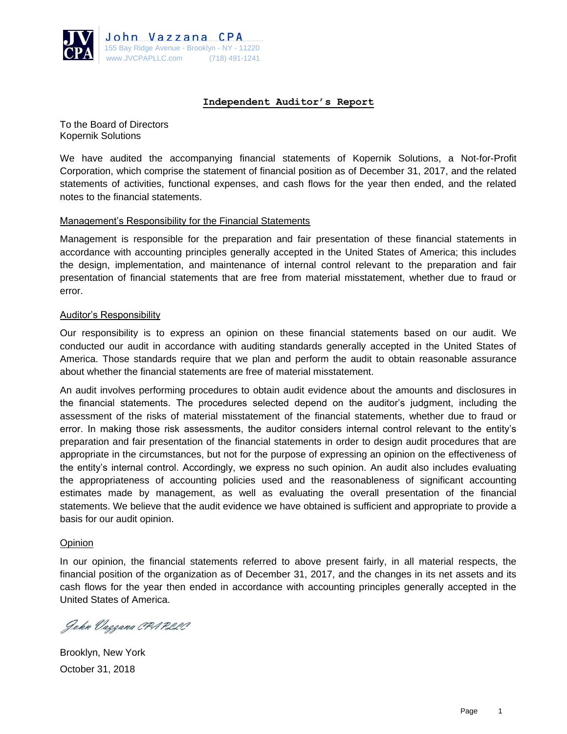**JV CPA** John Vazzana CPA
155 Bay Ridge Avenue - Brooklyn - NY - 11220
www.JVCPAPLLC.com (718) 491-1241

# Independent Auditor's Report

To the Board of Directors
Kopernik Solutions

We have audited the accompanying financial statements of Kopernik Solutions, a Not-for-Profit Corporation, which comprise the statement of financial position as of December 31, 2017, and the related statements of activities, functional expenses, and cash flows for the year then ended, and the related notes to the financial statements.

## Management's Responsibility for the Financial Statements

Management is responsible for the preparation and fair presentation of these financial statements in accordance with accounting principles generally accepted in the United States of America; this includes the design, implementation, and maintenance of internal control relevant to the preparation and fair presentation of financial statements that are free from material misstatement, whether due to fraud or error.

## Auditor's Responsibility

Our responsibility is to express an opinion on these financial statements based on our audit. We conducted our audit in accordance with auditing standards generally accepted in the United States of America. Those standards require that we plan and perform the audit to obtain reasonable assurance about whether the financial statements are free of material misstatement.

An audit involves performing procedures to obtain audit evidence about the amounts and disclosures in the financial statements. The procedures selected depend on the auditor's judgment, including the assessment of the risks of material misstatement of the financial statements, whether due to fraud or error. In making those risk assessments, the auditor considers internal control relevant to the entity's preparation and fair presentation of the financial statements in order to design audit procedures that are appropriate in the circumstances, but not for the purpose of expressing an opinion on the effectiveness of the entity's internal control. Accordingly, we express no such opinion. An audit also includes evaluating the appropriateness of accounting policies used and the reasonableness of significant accounting estimates made by management, as well as evaluating the overall presentation of the financial statements. We believe that the audit evidence we have obtained is sufficient and appropriate to provide a basis for our audit opinion.

## Opinion

In our opinion, the financial statements referred to above present fairly, in all material respects, the financial position of the organization as of December 31, 2017, and the changes in its net assets and its cash flows for the year then ended in accordance with accounting principles generally accepted in the United States of America.

*John Vazzana CPA PLLC*

Brooklyn, New York
October 31, 2018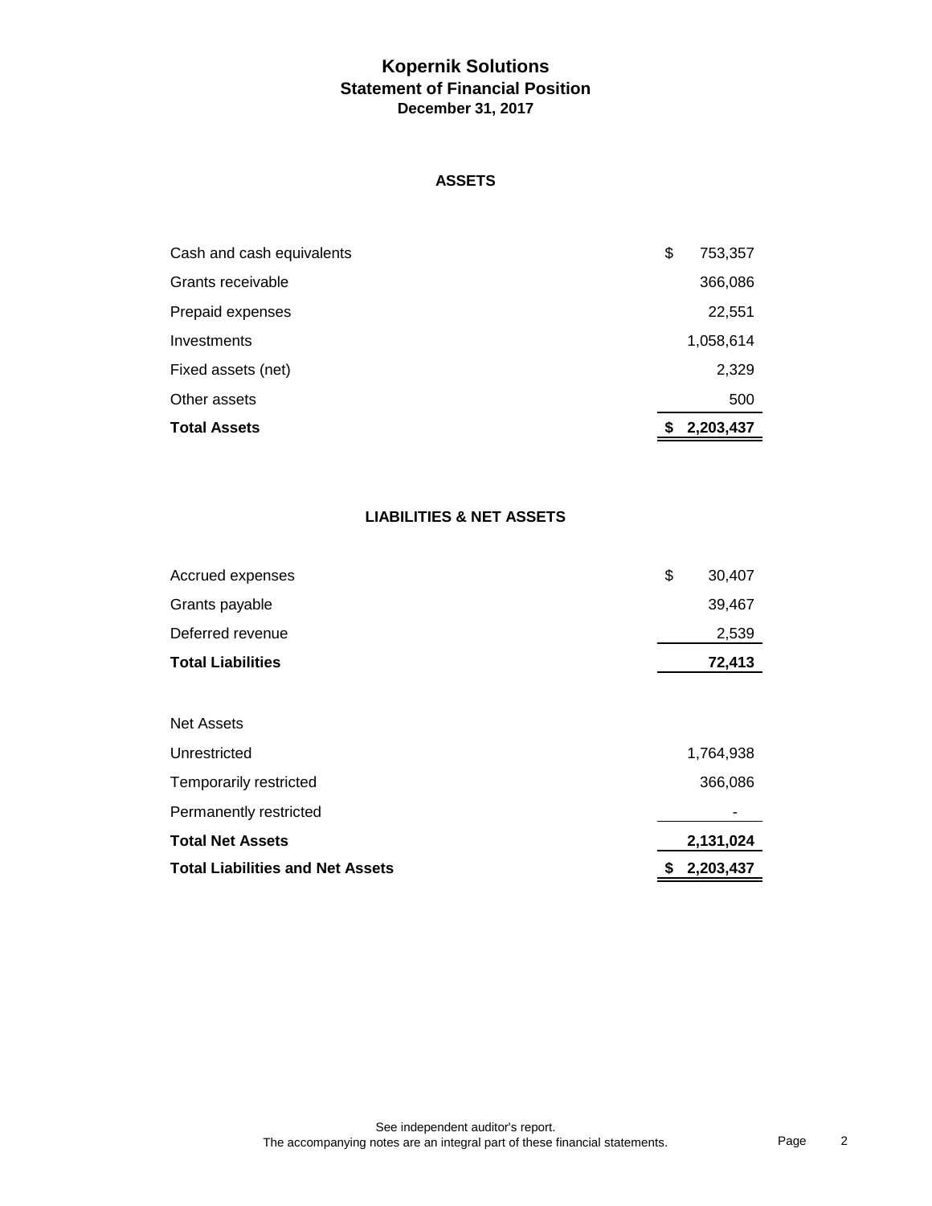# Kopernik Solutions
## Statement of Financial Position
### December 31, 2017

#### ASSETS

| | |
|---|---|
| Cash and cash equivalents | $ 753,357 |
| Grants receivable | 366,086 |
| Prepaid expenses | 22,551 |
| Investments | 1,058,614 |
| Fixed assets (net) | 2,329 |
| Other assets | 500 |
| **Total Assets** | **$ 2,203,437** |

#### LIABILITIES & NET ASSETS

| | |
|---|---|
| Accrued expenses | $ 30,407 |
| Grants payable | 39,467 |
| Deferred revenue | 2,539 |
| **Total Liabilities** | **72,413** |
| | |
| Net Assets | |
| Unrestricted | 1,764,938 |
| Temporarily restricted | 366,086 |
| Permanently restricted | - |
| **Total Net Assets** | **2,131,024** |
| **Total Liabilities and Net Assets** | **$ 2,203,437** |

See independent auditor's report.
The accompanying notes are an integral part of these financial statements.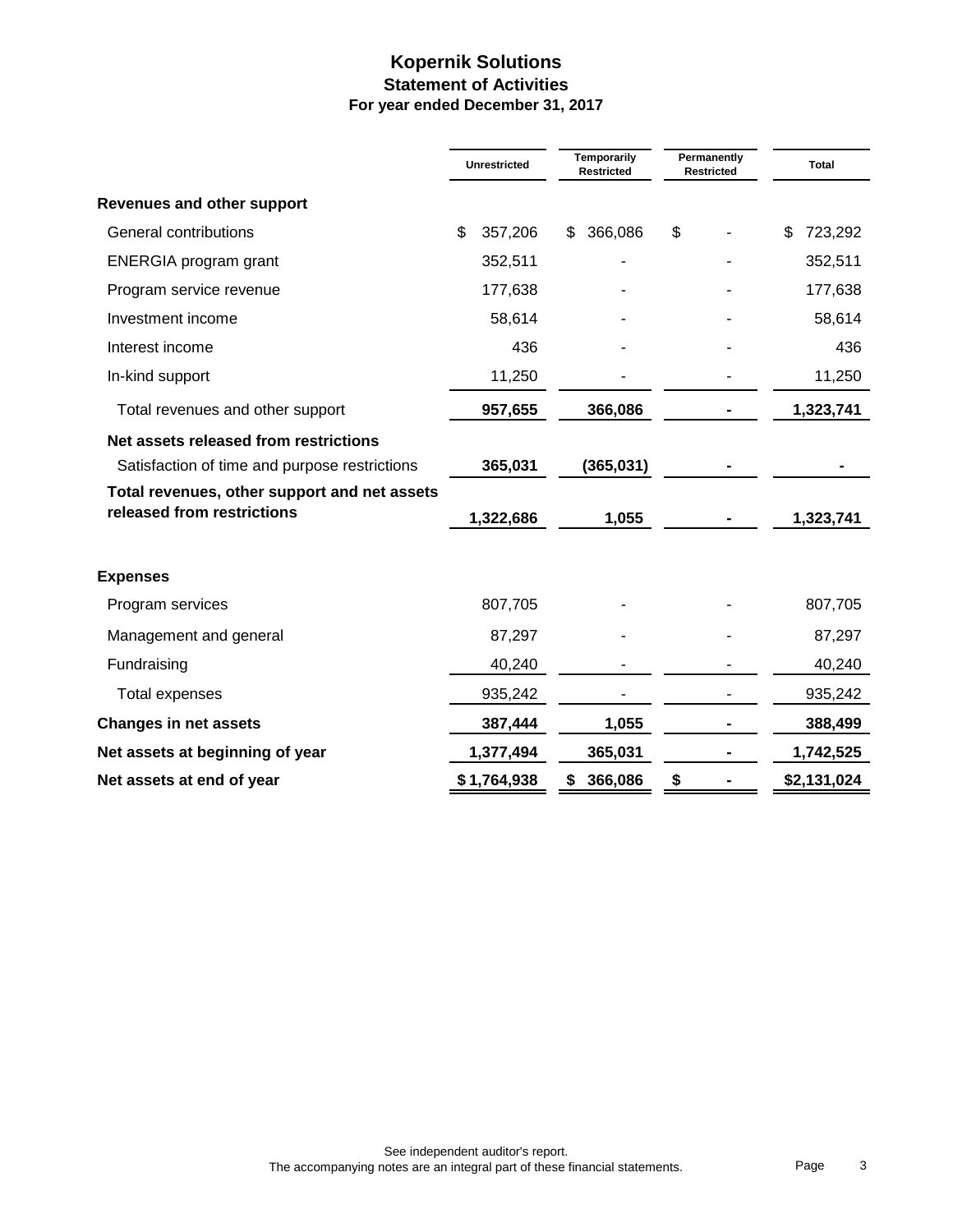# Kopernik Solutions

## Statement of Activities

### For year ended December 31, 2017

| | Unrestricted | Temporarily Restricted | Permanently Restricted | Total |
|---|---|---|---|---|
| **Revenues and other support** | | | | |
| General contributions | $ 357,206 | $ 366,086 | $ - | $ 723,292 |
| ENERGIA program grant | 352,511 | - | - | 352,511 |
| Program service revenue | 177,638 | - | - | 177,638 |
| Investment income | 58,614 | - | - | 58,614 |
| Interest income | 436 | - | - | 436 |
| In-kind support | 11,250 | - | - | 11,250 |
| Total revenues and other support | **957,655** | **366,086** | **-** | **1,323,741** |
| **Net assets released from restrictions** | | | | |
| Satisfaction of time and purpose restrictions | **365,031** | **(365,031)** | **-** | **-** |
| **Total revenues, other support and net assets released from restrictions** | **1,322,686** | **1,055** | **-** | **1,323,741** |
| **Expenses** | | | | |
| Program services | 807,705 | - | - | 807,705 |
| Management and general | 87,297 | - | - | 87,297 |
| Fundraising | 40,240 | - | - | 40,240 |
| Total expenses | 935,242 | - | - | 935,242 |
| **Changes in net assets** | **387,444** | **1,055** | **-** | **388,499** |
| **Net assets at beginning of year** | **1,377,494** | **365,031** | **-** | **1,742,525** |
| **Net assets at end of year** | **$ 1,764,938** | **$ 366,086** | **$ -** | **$2,131,024** |

See independent auditor's report.
The accompanying notes are an integral part of these financial statements.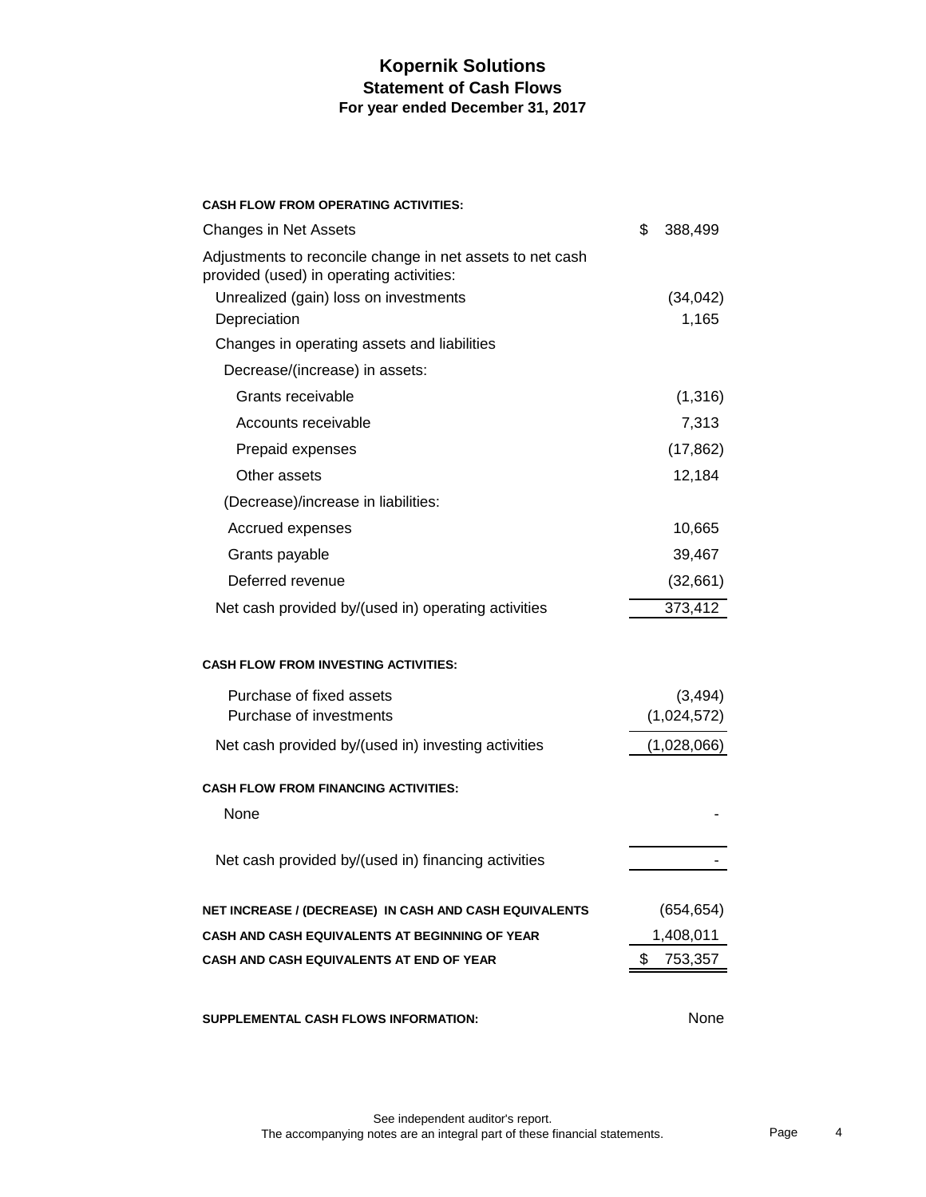# Kopernik Solutions

## Statement of Cash Flows

### For year ended December 31, 2017

| | |
|---|---|
| **CASH FLOW FROM OPERATING ACTIVITIES:** | |
| Changes in Net Assets | $ 388,499 |
| Adjustments to reconcile change in net assets to net cash provided (used) in operating activities: | |
| Unrealized (gain) loss on investments | (34,042) |
| Depreciation | 1,165 |
| Changes in operating assets and liabilities | |
| Decrease/(increase) in assets: | |
| Grants receivable | (1,316) |
| Accounts receivable | 7,313 |
| Prepaid expenses | (17,862) |
| Other assets | 12,184 |
| (Decrease)/increase in liabilities: | |
| Accrued expenses | 10,665 |
| Grants payable | 39,467 |
| Deferred revenue | (32,661) |
| Net cash provided by/(used in) operating activities | 373,412 |
| **CASH FLOW FROM INVESTING ACTIVITIES:** | |
| Purchase of fixed assets | (3,494) |
| Purchase of investments | (1,024,572) |
| Net cash provided by/(used in) investing activities | (1,028,066) |
| **CASH FLOW FROM FINANCING ACTIVITIES:** | |
| None | - |
| Net cash provided by/(used in) financing activities | - |
| **NET INCREASE / (DECREASE) IN CASH AND CASH EQUIVALENTS** | (654,654) |
| **CASH AND CASH EQUIVALENTS AT BEGINNING OF YEAR** | 1,408,011 |
| **CASH AND CASH EQUIVALENTS AT END OF YEAR** | $ 753,357 |
| **SUPPLEMENTAL CASH FLOWS INFORMATION:** | None |

See independent auditor's report.
The accompanying notes are an integral part of these financial statements.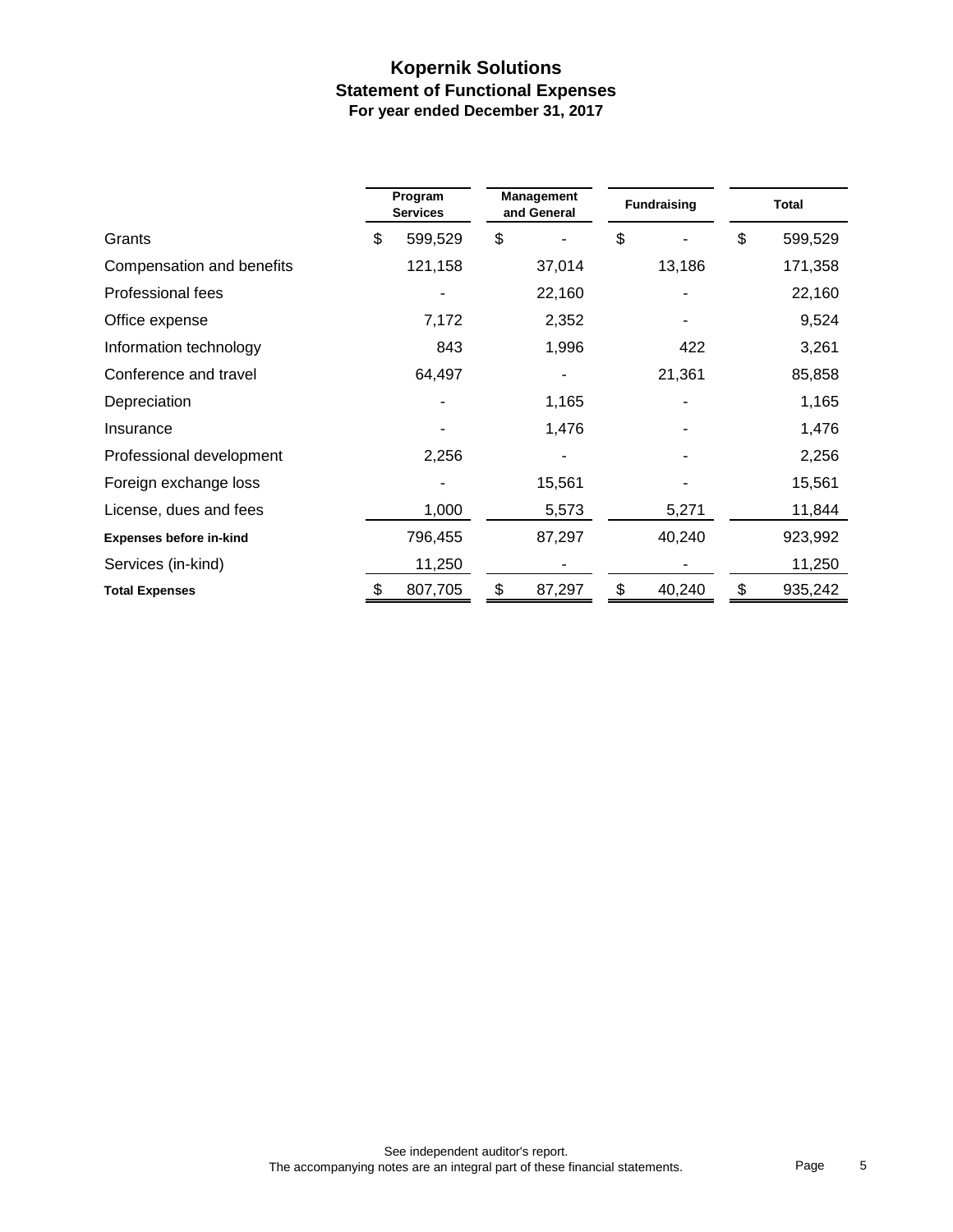# Kopernik Solutions
## Statement of Functional Expenses
### For year ended December 31, 2017

| | Program Services | Management and General | Fundraising | Total |
|---|---|---|---|---|
| Grants | $ 599,529 | $ - | $ - | $ 599,529 |
| Compensation and benefits | 121,158 | 37,014 | 13,186 | 171,358 |
| Professional fees | - | 22,160 | - | 22,160 |
| Office expense | 7,172 | 2,352 | - | 9,524 |
| Information technology | 843 | 1,996 | 422 | 3,261 |
| Conference and travel | 64,497 | - | 21,361 | 85,858 |
| Depreciation | - | 1,165 | - | 1,165 |
| Insurance | - | 1,476 | - | 1,476 |
| Professional development | 2,256 | - | - | 2,256 |
| Foreign exchange loss | - | 15,561 | - | 15,561 |
| License, dues and fees | 1,000 | 5,573 | 5,271 | 11,844 |
| **Expenses before in-kind** | 796,455 | 87,297 | 40,240 | 923,992 |
| Services (in-kind) | 11,250 | - | - | 11,250 |
| **Total Expenses** | $ 807,705 | $ 87,297 | $ 40,240 | $ 935,242 |

See independent auditor's report.
The accompanying notes are an integral part of these financial statements.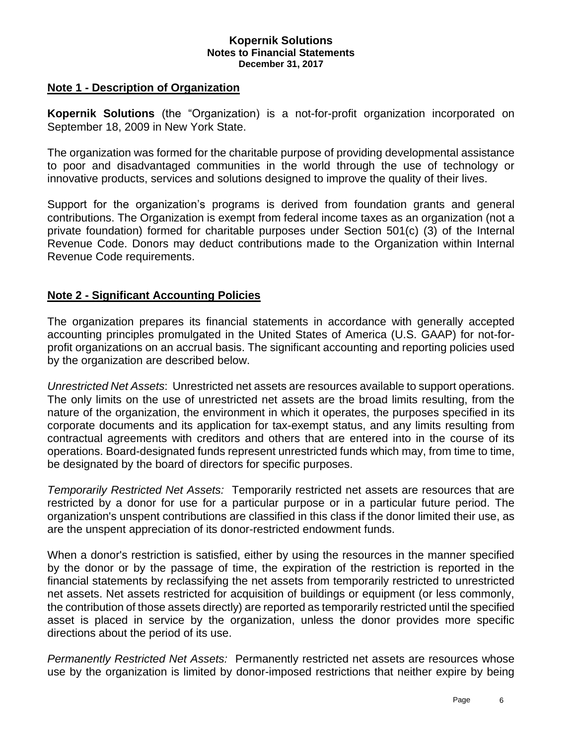## Note 1 - Description of Organization

**Kopernik Solutions** (the "Organization) is a not-for-profit organization incorporated on September 18, 2009 in New York State.

The organization was formed for the charitable purpose of providing developmental assistance to poor and disadvantaged communities in the world through the use of technology or innovative products, services and solutions designed to improve the quality of their lives.

Support for the organization's programs is derived from foundation grants and general contributions. The Organization is exempt from federal income taxes as an organization (not a private foundation) formed for charitable purposes under Section 501(c) (3) of the Internal Revenue Code. Donors may deduct contributions made to the Organization within Internal Revenue Code requirements.

## Note 2 - Significant Accounting Policies

The organization prepares its financial statements in accordance with generally accepted accounting principles promulgated in the United States of America (U.S. GAAP) for not-for-profit organizations on an accrual basis. The significant accounting and reporting policies used by the organization are described below.

*Unrestricted Net Assets*: Unrestricted net assets are resources available to support operations. The only limits on the use of unrestricted net assets are the broad limits resulting, from the nature of the organization, the environment in which it operates, the purposes specified in its corporate documents and its application for tax-exempt status, and any limits resulting from contractual agreements with creditors and others that are entered into in the course of its operations. Board-designated funds represent unrestricted funds which may, from time to time, be designated by the board of directors for specific purposes.

*Temporarily Restricted Net Assets:* Temporarily restricted net assets are resources that are restricted by a donor for use for a particular purpose or in a particular future period. The organization's unspent contributions are classified in this class if the donor limited their use, as are the unspent appreciation of its donor-restricted endowment funds.

When a donor's restriction is satisfied, either by using the resources in the manner specified by the donor or by the passage of time, the expiration of the restriction is reported in the financial statements by reclassifying the net assets from temporarily restricted to unrestricted net assets. Net assets restricted for acquisition of buildings or equipment (or less commonly, the contribution of those assets directly) are reported as temporarily restricted until the specified asset is placed in service by the organization, unless the donor provides more specific directions about the period of its use.

*Permanently Restricted Net Assets:* Permanently restricted net assets are resources whose use by the organization is limited by donor-imposed restrictions that neither expire by being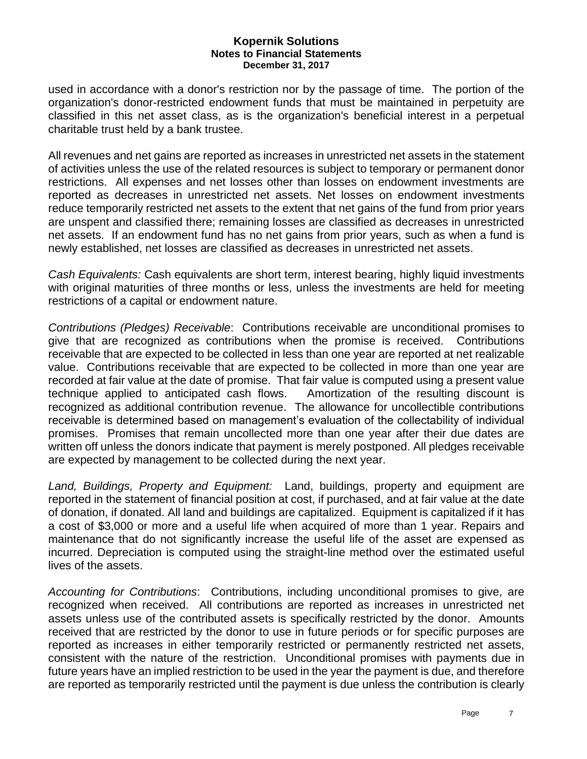used in accordance with a donor's restriction nor by the passage of time. The portion of the organization's donor-restricted endowment funds that must be maintained in perpetuity are classified in this net asset class, as is the organization's beneficial interest in a perpetual charitable trust held by a bank trustee.

All revenues and net gains are reported as increases in unrestricted net assets in the statement of activities unless the use of the related resources is subject to temporary or permanent donor restrictions. All expenses and net losses other than losses on endowment investments are reported as decreases in unrestricted net assets. Net losses on endowment investments reduce temporarily restricted net assets to the extent that net gains of the fund from prior years are unspent and classified there; remaining losses are classified as decreases in unrestricted net assets. If an endowment fund has no net gains from prior years, such as when a fund is newly established, net losses are classified as decreases in unrestricted net assets.

*Cash Equivalents:* Cash equivalents are short term, interest bearing, highly liquid investments with original maturities of three months or less, unless the investments are held for meeting restrictions of a capital or endowment nature.

*Contributions (Pledges) Receivable*: Contributions receivable are unconditional promises to give that are recognized as contributions when the promise is received. Contributions receivable that are expected to be collected in less than one year are reported at net realizable value. Contributions receivable that are expected to be collected in more than one year are recorded at fair value at the date of promise. That fair value is computed using a present value technique applied to anticipated cash flows. Amortization of the resulting discount is recognized as additional contribution revenue. The allowance for uncollectible contributions receivable is determined based on management's evaluation of the collectability of individual promises. Promises that remain uncollected more than one year after their due dates are written off unless the donors indicate that payment is merely postponed. All pledges receivable are expected by management to be collected during the next year.

*Land, Buildings, Property and Equipment:* Land, buildings, property and equipment are reported in the statement of financial position at cost, if purchased, and at fair value at the date of donation, if donated. All land and buildings are capitalized. Equipment is capitalized if it has a cost of $3,000 or more and a useful life when acquired of more than 1 year. Repairs and maintenance that do not significantly increase the useful life of the asset are expensed as incurred. Depreciation is computed using the straight-line method over the estimated useful lives of the assets.

*Accounting for Contributions*: Contributions, including unconditional promises to give, are recognized when received. All contributions are reported as increases in unrestricted net assets unless use of the contributed assets is specifically restricted by the donor. Amounts received that are restricted by the donor to use in future periods or for specific purposes are reported as increases in either temporarily restricted or permanently restricted net assets, consistent with the nature of the restriction. Unconditional promises with payments due in future years have an implied restriction to be used in the year the payment is due, and therefore are reported as temporarily restricted until the payment is due unless the contribution is clearly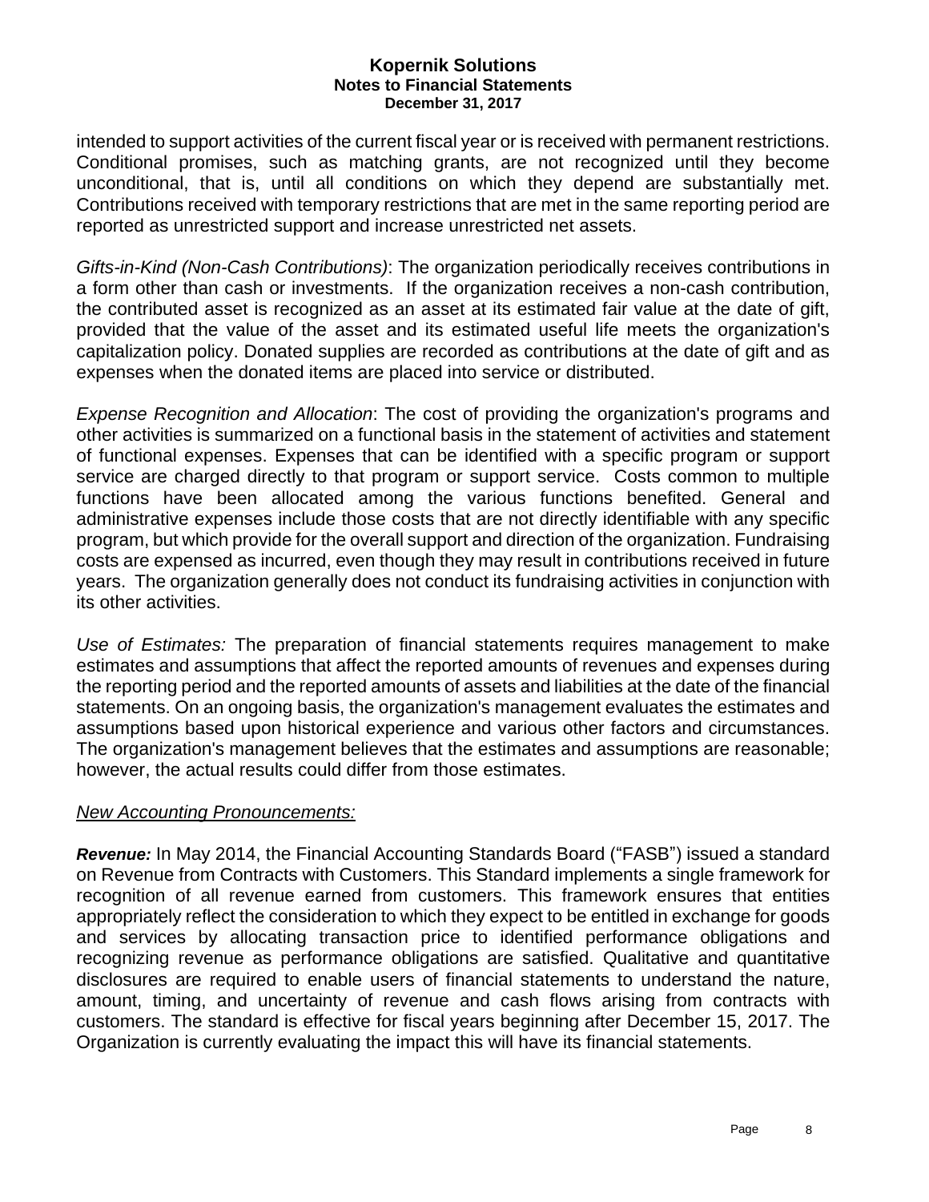intended to support activities of the current fiscal year or is received with permanent restrictions. Conditional promises, such as matching grants, are not recognized until they become unconditional, that is, until all conditions on which they depend are substantially met. Contributions received with temporary restrictions that are met in the same reporting period are reported as unrestricted support and increase unrestricted net assets.

*Gifts-in-Kind (Non-Cash Contributions)*: The organization periodically receives contributions in a form other than cash or investments. If the organization receives a non-cash contribution, the contributed asset is recognized as an asset at its estimated fair value at the date of gift, provided that the value of the asset and its estimated useful life meets the organization's capitalization policy. Donated supplies are recorded as contributions at the date of gift and as expenses when the donated items are placed into service or distributed.

*Expense Recognition and Allocation*: The cost of providing the organization's programs and other activities is summarized on a functional basis in the statement of activities and statement of functional expenses. Expenses that can be identified with a specific program or support service are charged directly to that program or support service. Costs common to multiple functions have been allocated among the various functions benefited. General and administrative expenses include those costs that are not directly identifiable with any specific program, but which provide for the overall support and direction of the organization. Fundraising costs are expensed as incurred, even though they may result in contributions received in future years. The organization generally does not conduct its fundraising activities in conjunction with its other activities.

*Use of Estimates:* The preparation of financial statements requires management to make estimates and assumptions that affect the reported amounts of revenues and expenses during the reporting period and the reported amounts of assets and liabilities at the date of the financial statements. On an ongoing basis, the organization's management evaluates the estimates and assumptions based upon historical experience and various other factors and circumstances. The organization's management believes that the estimates and assumptions are reasonable; however, the actual results could differ from those estimates.

*New Accounting Pronouncements:*

***Revenue:*** In May 2014, the Financial Accounting Standards Board ("FASB") issued a standard on Revenue from Contracts with Customers. This Standard implements a single framework for recognition of all revenue earned from customers. This framework ensures that entities appropriately reflect the consideration to which they expect to be entitled in exchange for goods and services by allocating transaction price to identified performance obligations and recognizing revenue as performance obligations are satisfied. Qualitative and quantitative disclosures are required to enable users of financial statements to understand the nature, amount, timing, and uncertainty of revenue and cash flows arising from contracts with customers. The standard is effective for fiscal years beginning after December 15, 2017. The Organization is currently evaluating the impact this will have its financial statements.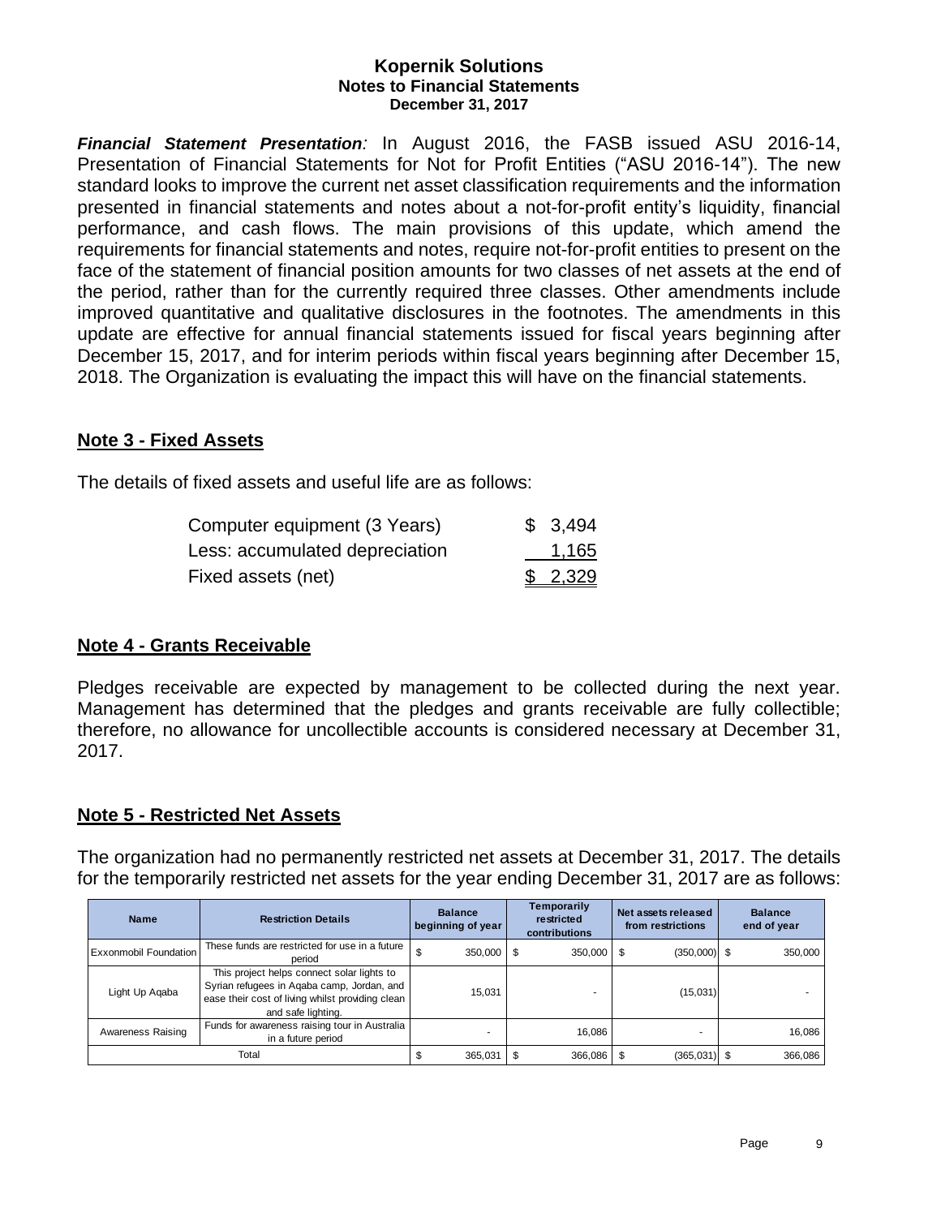***Financial Statement Presentation**:* In August 2016, the FASB issued ASU 2016-14, Presentation of Financial Statements for Not for Profit Entities ("ASU 2016-14"). The new standard looks to improve the current net asset classification requirements and the information presented in financial statements and notes about a not-for-profit entity's liquidity, financial performance, and cash flows. The main provisions of this update, which amend the requirements for financial statements and notes, require not-for-profit entities to present on the face of the statement of financial position amounts for two classes of net assets at the end of the period, rather than for the currently required three classes. Other amendments include improved quantitative and qualitative disclosures in the footnotes. The amendments in this update are effective for annual financial statements issued for fiscal years beginning after December 15, 2017, and for interim periods within fiscal years beginning after December 15, 2018. The Organization is evaluating the impact this will have on the financial statements.

## Note 3 - Fixed Assets

The details of fixed assets and useful life are as follows:

| | |
|---|---|
| Computer equipment (3 Years) | $ 3,494 |
| Less: accumulated depreciation | 1,165 |
| Fixed assets (net) | $ 2,329 |

## Note 4 - Grants Receivable

Pledges receivable are expected by management to be collected during the next year. Management has determined that the pledges and grants receivable are fully collectible; therefore, no allowance for uncollectible accounts is considered necessary at December 31, 2017.

## Note 5 - Restricted Net Assets

The organization had no permanently restricted net assets at December 31, 2017. The details for the temporarily restricted net assets for the year ending December 31, 2017 are as follows:

| Name | Restriction Details | Balance beginning of year | Temporarily restricted contributions | Net assets released from restrictions | Balance end of year |
|---|---|---|---|---|---|
| Exxonmobil Foundation | These funds are restricted for use in a future period | $ 350,000 | $ 350,000 | $ (350,000) | $ 350,000 |
| Light Up Aqaba | This project helps connect solar lights to Syrian refugees in Aqaba camp, Jordan, and ease their cost of living whilst providing clean and safe lighting. | 15,031 | - | (15,031) | - |
| Awareness Raising | Funds for awareness raising tour in Australia in a future period | - | 16,086 | - | 16,086 |
| Total | | $ 365,031 | $ 366,086 | $ (365,031) | $ 366,086 |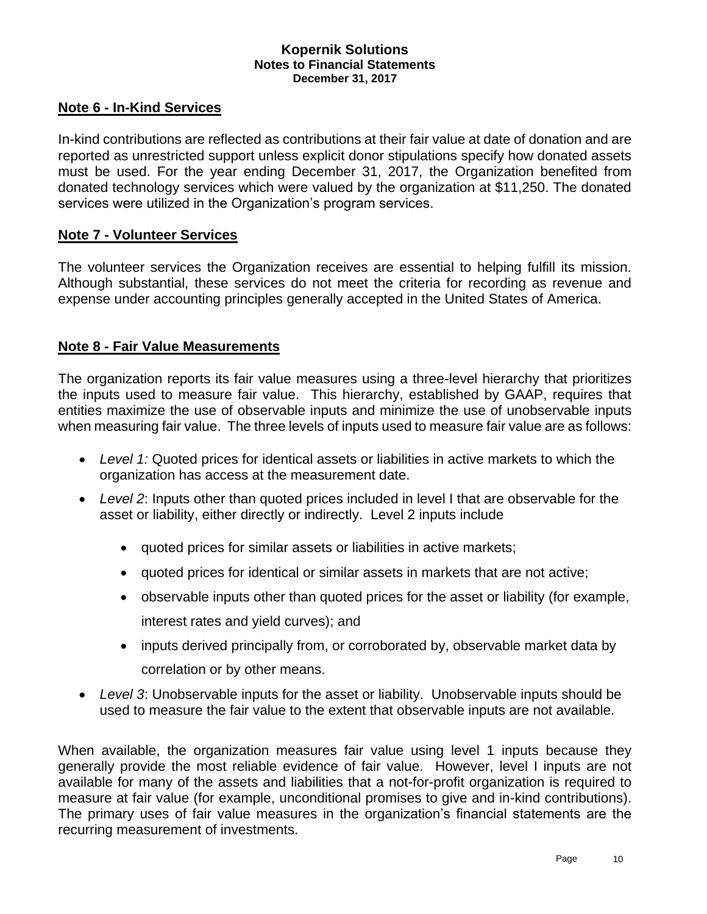## Note 6 - In-Kind Services

In-kind contributions are reflected as contributions at their fair value at date of donation and are reported as unrestricted support unless explicit donor stipulations specify how donated assets must be used. For the year ending December 31, 2017, the Organization benefited from donated technology services which were valued by the organization at $11,250. The donated services were utilized in the Organization's program services.

## Note 7 - Volunteer Services

The volunteer services the Organization receives are essential to helping fulfill its mission. Although substantial, these services do not meet the criteria for recording as revenue and expense under accounting principles generally accepted in the United States of America.

## Note 8 - Fair Value Measurements

The organization reports its fair value measures using a three-level hierarchy that prioritizes the inputs used to measure fair value. This hierarchy, established by GAAP, requires that entities maximize the use of observable inputs and minimize the use of unobservable inputs when measuring fair value. The three levels of inputs used to measure fair value are as follows:

- *Level 1:* Quoted prices for identical assets or liabilities in active markets to which the organization has access at the measurement date.
- *Level 2*: Inputs other than quoted prices included in level I that are observable for the asset or liability, either directly or indirectly. Level 2 inputs include
  - quoted prices for similar assets or liabilities in active markets;
  - quoted prices for identical or similar assets in markets that are not active;
  - observable inputs other than quoted prices for the asset or liability (for example, interest rates and yield curves); and
  - inputs derived principally from, or corroborated by, observable market data by correlation or by other means.
- *Level 3*: Unobservable inputs for the asset or liability. Unobservable inputs should be used to measure the fair value to the extent that observable inputs are not available.

When available, the organization measures fair value using level 1 inputs because they generally provide the most reliable evidence of fair value. However, level I inputs are not available for many of the assets and liabilities that a not-for-profit organization is required to measure at fair value (for example, unconditional promises to give and in-kind contributions). The primary uses of fair value measures in the organization's financial statements are the recurring measurement of investments.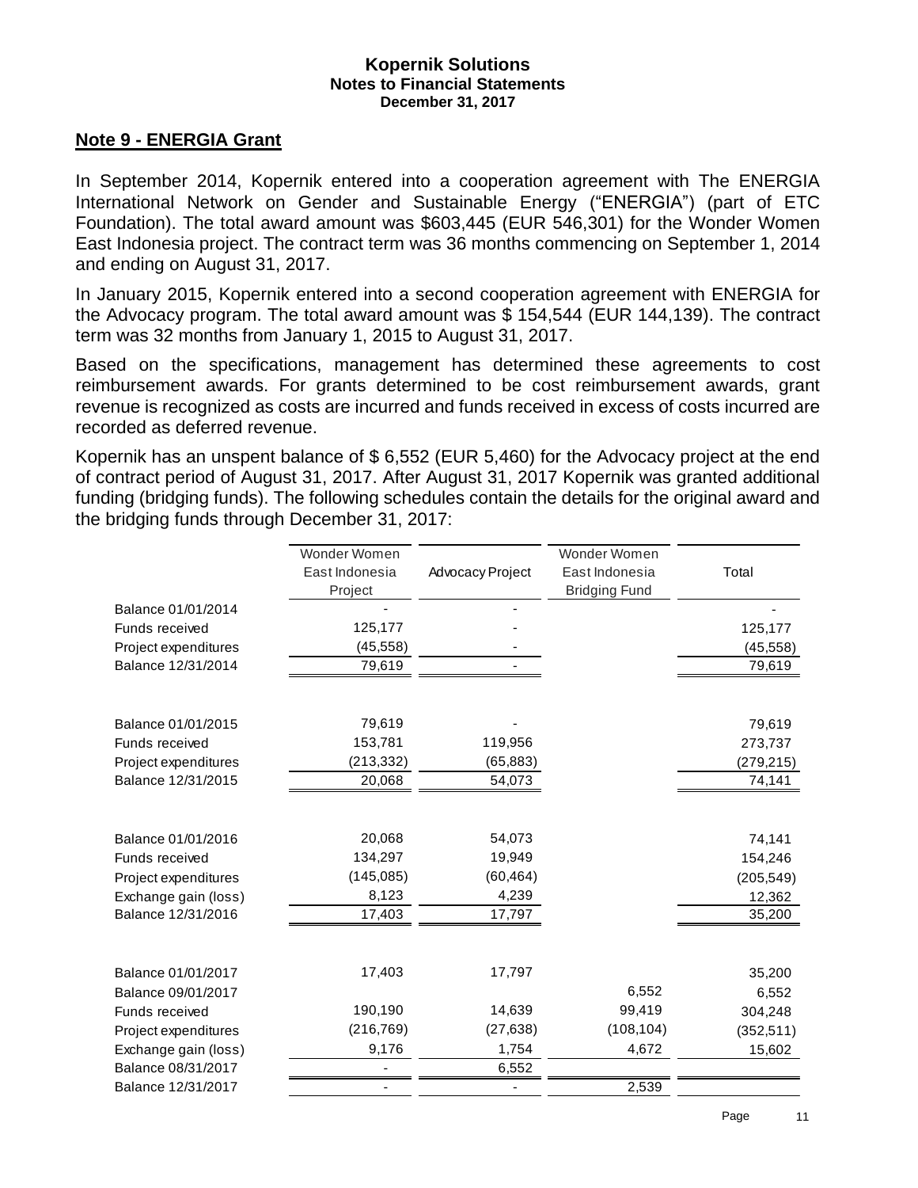## Note 9 - ENERGIA Grant

In September 2014, Kopernik entered into a cooperation agreement with The ENERGIA International Network on Gender and Sustainable Energy ("ENERGIA") (part of ETC Foundation). The total award amount was $603,445 (EUR 546,301) for the Wonder Women East Indonesia project. The contract term was 36 months commencing on September 1, 2014 and ending on August 31, 2017.

In January 2015, Kopernik entered into a second cooperation agreement with ENERGIA for the Advocacy program. The total award amount was $ 154,544 (EUR 144,139). The contract term was 32 months from January 1, 2015 to August 31, 2017.

Based on the specifications, management has determined these agreements to cost reimbursement awards. For grants determined to be cost reimbursement awards, grant revenue is recognized as costs are incurred and funds received in excess of costs incurred are recorded as deferred revenue.

Kopernik has an unspent balance of $ 6,552 (EUR 5,460) for the Advocacy project at the end of contract period of August 31, 2017. After August 31, 2017 Kopernik was granted additional funding (bridging funds). The following schedules contain the details for the original award and the bridging funds through December 31, 2017:

| | Wonder Women East Indonesia Project | Advocacy Project | Wonder Women East Indonesia Bridging Fund | Total |
|---|---|---|---|---|
| Balance 01/01/2014 | - | - | | - |
| Funds received | 125,177 | - | | 125,177 |
| Project expenditures | (45,558) | - | | (45,558) |
| Balance 12/31/2014 | 79,619 | - | | 79,619 |
| | | | | |
| Balance 01/01/2015 | 79,619 | - | | 79,619 |
| Funds received | 153,781 | 119,956 | | 273,737 |
| Project expenditures | (213,332) | (65,883) | | (279,215) |
| Balance 12/31/2015 | 20,068 | 54,073 | | 74,141 |
| | | | | |
| Balance 01/01/2016 | 20,068 | 54,073 | | 74,141 |
| Funds received | 134,297 | 19,949 | | 154,246 |
| Project expenditures | (145,085) | (60,464) | | (205,549) |
| Exchange gain (loss) | 8,123 | 4,239 | | 12,362 |
| Balance 12/31/2016 | 17,403 | 17,797 | | 35,200 |
| | | | | |
| Balance 01/01/2017 | 17,403 | 17,797 | | 35,200 |
| Balance 09/01/2017 | | | 6,552 | 6,552 |
| Funds received | 190,190 | 14,639 | 99,419 | 304,248 |
| Project expenditures | (216,769) | (27,638) | (108,104) | (352,511) |
| Exchange gain (loss) | 9,176 | 1,754 | 4,672 | 15,602 |
| Balance 08/31/2017 | - | 6,552 | | |
| Balance 12/31/2017 | - | - | 2,539 | |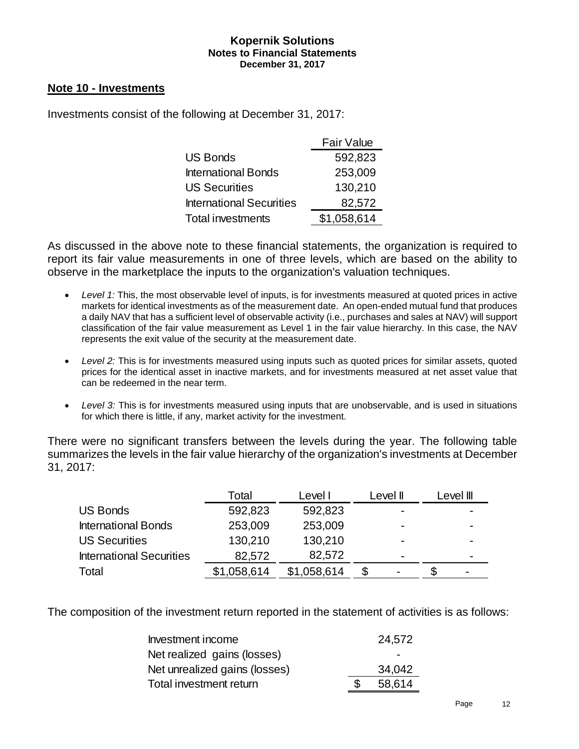**Kopernik Solutions**
**Notes to Financial Statements**
**December 31, 2017**

## Note 10 - Investments

Investments consist of the following at December 31, 2017:

| | Fair Value |
|---|---|
| US Bonds | 592,823 |
| International Bonds | 253,009 |
| US Securities | 130,210 |
| International Securities | 82,572 |
| Total investments | $1,058,614 |

As discussed in the above note to these financial statements, the organization is required to report its fair value measurements in one of three levels, which are based on the ability to observe in the marketplace the inputs to the organization's valuation techniques.

- *Level 1:* This, the most observable level of inputs, is for investments measured at quoted prices in active markets for identical investments as of the measurement date. An open-ended mutual fund that produces a daily NAV that has a sufficient level of observable activity (i.e., purchases and sales at NAV) will support classification of the fair value measurement as Level 1 in the fair value hierarchy. In this case, the NAV represents the exit value of the security at the measurement date.
- *Level 2:* This is for investments measured using inputs such as quoted prices for similar assets, quoted prices for the identical asset in inactive markets, and for investments measured at net asset value that can be redeemed in the near term.
- *Level 3:* This is for investments measured using inputs that are unobservable, and is used in situations for which there is little, if any, market activity for the investment.

There were no significant transfers between the levels during the year. The following table summarizes the levels in the fair value hierarchy of the organization's investments at December 31, 2017:

| | Total | Level I | Level II | Level III |
|---|---|---|---|---|
| US Bonds | 592,823 | 592,823 | - | - |
| International Bonds | 253,009 | 253,009 | - | - |
| US Securities | 130,210 | 130,210 | - | - |
| International Securities | 82,572 | 82,572 | - | - |
| Total | $1,058,614 | $1,058,614 | $ - | $ - |

The composition of the investment return reported in the statement of activities is as follows:

| | |
|---|---|
| Investment income | 24,572 |
| Net realized gains (losses) | - |
| Net unrealized gains (losses) | 34,042 |
| Total investment return | $ 58,614 |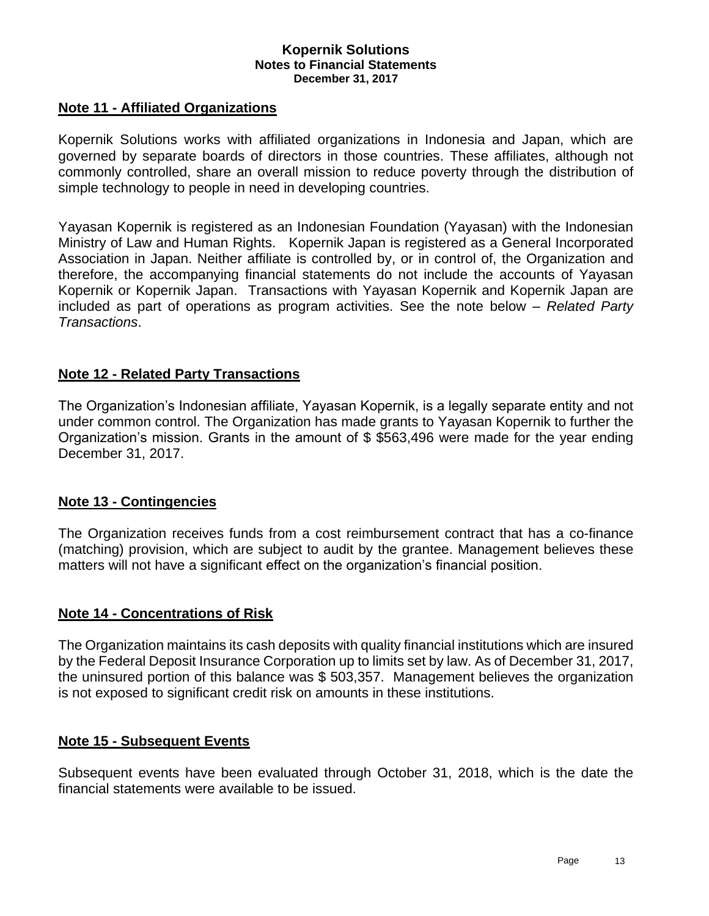## Note 11 - Affiliated Organizations

Kopernik Solutions works with affiliated organizations in Indonesia and Japan, which are governed by separate boards of directors in those countries. These affiliates, although not commonly controlled, share an overall mission to reduce poverty through the distribution of simple technology to people in need in developing countries.

Yayasan Kopernik is registered as an Indonesian Foundation (Yayasan) with the Indonesian Ministry of Law and Human Rights. Kopernik Japan is registered as a General Incorporated Association in Japan. Neither affiliate is controlled by, or in control of, the Organization and therefore, the accompanying financial statements do not include the accounts of Yayasan Kopernik or Kopernik Japan. Transactions with Yayasan Kopernik and Kopernik Japan are included as part of operations as program activities. See the note below – *Related Party Transactions*.

## Note 12 - Related Party Transactions

The Organization's Indonesian affiliate, Yayasan Kopernik, is a legally separate entity and not under common control. The Organization has made grants to Yayasan Kopernik to further the Organization's mission. Grants in the amount of $ $563,496 were made for the year ending December 31, 2017.

## Note 13 - Contingencies

The Organization receives funds from a cost reimbursement contract that has a co-finance (matching) provision, which are subject to audit by the grantee. Management believes these matters will not have a significant effect on the organization's financial position.

## Note 14 - Concentrations of Risk

The Organization maintains its cash deposits with quality financial institutions which are insured by the Federal Deposit Insurance Corporation up to limits set by law. As of December 31, 2017, the uninsured portion of this balance was $ 503,357. Management believes the organization is not exposed to significant credit risk on amounts in these institutions.

## Note 15 - Subsequent Events

Subsequent events have been evaluated through October 31, 2018, which is the date the financial statements were available to be issued.